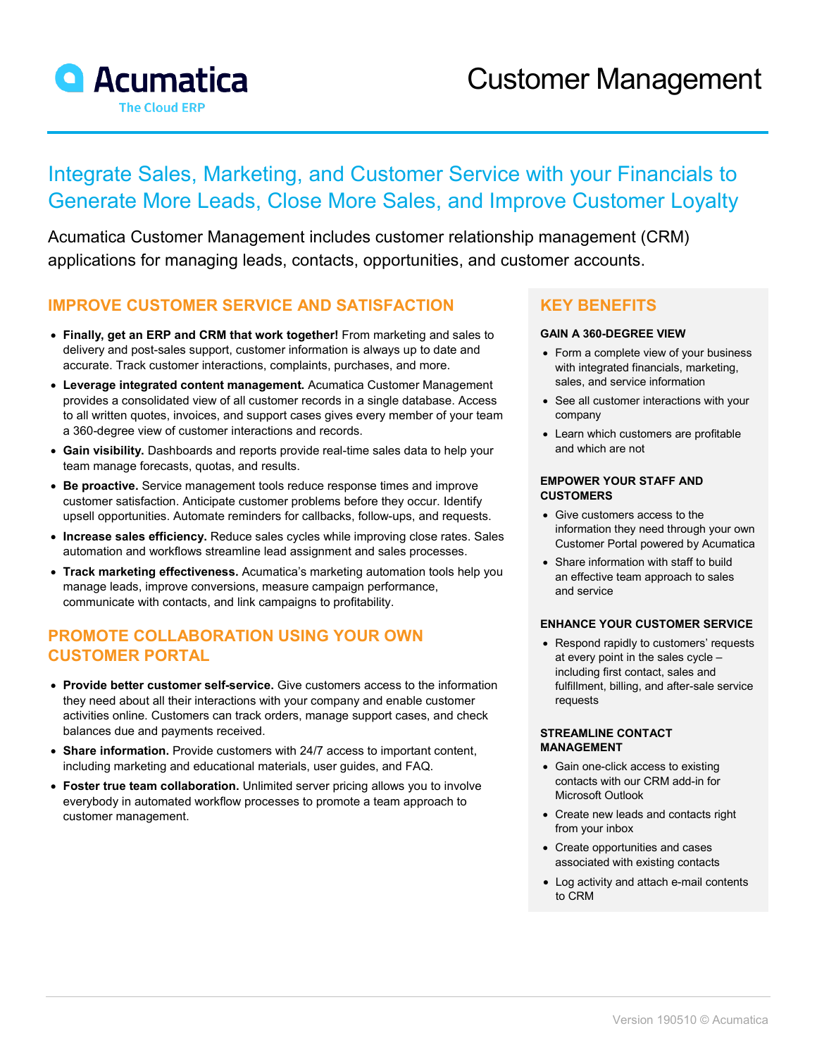Acumatica

The Cloud ERP

# Customer Management

## Integrate Sales, Marketing, and Customer Service with your Financials to Generate More Leads, Close More Sales, and Improve Customer Loyalty

Acumatica Customer Management includes customer relationship management (CRM) applications for managing leads, contacts, opportunities, and customer accounts.

### IMPROVE CUSTOMER SERVICE AND SATISFACTION

- **Finally, get an ERP and CRM that work together!** From marketing and sales to delivery and post-sales support, customer information is always up to date and accurate. Track customer interactions, complaints, purchases, and more.
- **Leverage integrated content management.** Acumatica Customer Management provides a consolidated view of all customer records in a single database. Access to all written quotes, invoices, and support cases gives every member of your team a 360-degree view of customer interactions and records.
- **Gain visibility.** Dashboards and reports provide real-time sales data to help your team manage forecasts, quotas, and results.
- **Be proactive.** Service management tools reduce response times and improve customer satisfaction. Anticipate customer problems before they occur. Identify upsell opportunities. Automate reminders for callbacks, follow-ups, and requests.
- **Increase sales efficiency.** Reduce sales cycles while improving close rates. Sales automation and workflows streamline lead assignment and sales processes.
- **Track marketing effectiveness.** Acumatica's marketing automation tools help you manage leads, improve conversions, measure campaign performance, communicate with contacts, and link campaigns to profitability.

### PROMOTE COLLABORATION USING YOUR OWN CUSTOMER PORTAL

- **Provide better customer self-service.** Give customers access to the information they need about all their interactions with your company and enable customer activities online. Customers can track orders, manage support cases, and check balances due and payments received.
- **Share information.** Provide customers with 24/7 access to important content, including marketing and educational materials, user guides, and FAQ.
- **Foster true team collaboration.** Unlimited server pricing allows you to involve everybody in automated workflow processes to promote a team approach to customer management.

### KEY BENEFITS

#### GAIN A 360-DEGREE VIEW

- Form a complete view of your business with integrated financials, marketing, sales, and service information
- See all customer interactions with your company
- Learn which customers are profitable and which are not

#### EMPOWER YOUR STAFF AND CUSTOMERS

- Give customers access to the information they need through your own Customer Portal powered by Acumatica
- Share information with staff to build an effective team approach to sales and service

#### ENHANCE YOUR CUSTOMER SERVICE

- Respond rapidly to customers' requests at every point in the sales cycle – including first contact, sales and fulfillment, billing, and after-sale service requests

#### STREAMLINE CONTACT MANAGEMENT

- Gain one-click access to existing contacts with our CRM add-in for Microsoft Outlook
- Create new leads and contacts right from your inbox
- Create opportunities and cases associated with existing contacts
- Log activity and attach e-mail contents to CRM

Version 190510 © Acumatica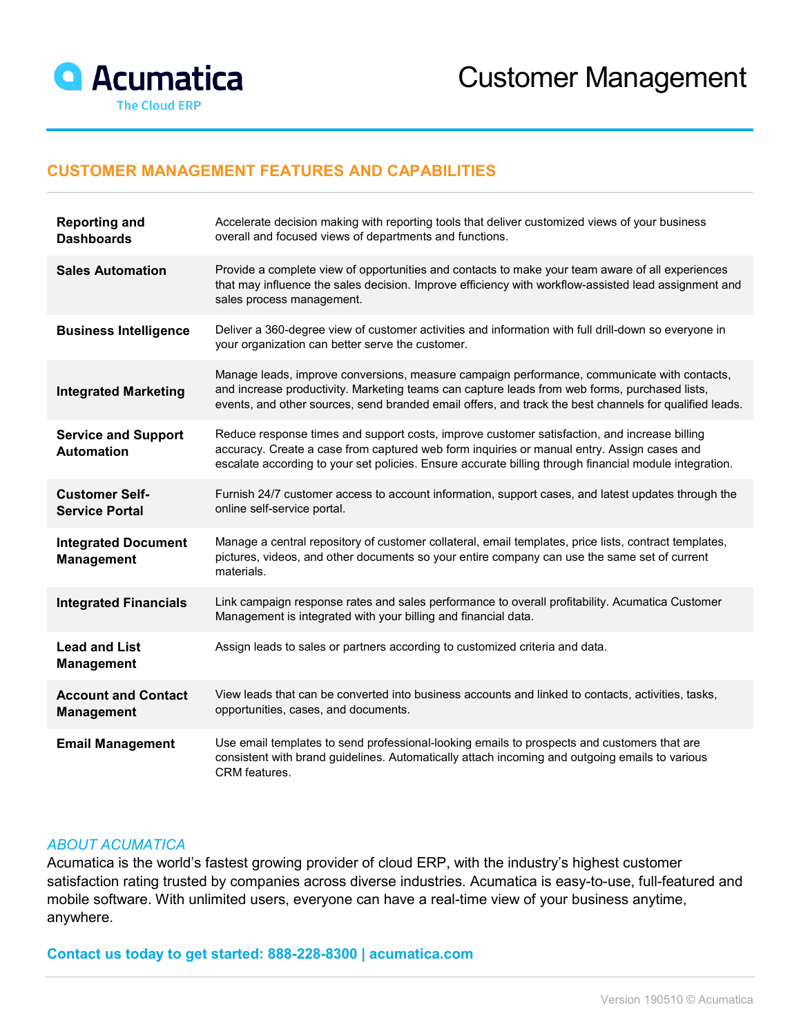# Customer Management

## CUSTOMER MANAGEMENT FEATURES AND CAPABILITIES

| | |
|---|---|
| **Reporting and Dashboards** | Accelerate decision making with reporting tools that deliver customized views of your business overall and focused views of departments and functions. |
| **Sales Automation** | Provide a complete view of opportunities and contacts to make your team aware of all experiences that may influence the sales decision. Improve efficiency with workflow-assisted lead assignment and sales process management. |
| **Business Intelligence** | Deliver a 360-degree view of customer activities and information with full drill-down so everyone in your organization can better serve the customer. |
| **Integrated Marketing** | Manage leads, improve conversions, measure campaign performance, communicate with contacts, and increase productivity. Marketing teams can capture leads from web forms, purchased lists, events, and other sources, send branded email offers, and track the best channels for qualified leads. |
| **Service and Support Automation** | Reduce response times and support costs, improve customer satisfaction, and increase billing accuracy. Create a case from captured web form inquiries or manual entry. Assign cases and escalate according to your set policies. Ensure accurate billing through financial module integration. |
| **Customer Self-Service Portal** | Furnish 24/7 customer access to account information, support cases, and latest updates through the online self-service portal. |
| **Integrated Document Management** | Manage a central repository of customer collateral, email templates, price lists, contract templates, pictures, videos, and other documents so your entire company can use the same set of current materials. |
| **Integrated Financials** | Link campaign response rates and sales performance to overall profitability. Acumatica Customer Management is integrated with your billing and financial data. |
| **Lead and List Management** | Assign leads to sales or partners according to customized criteria and data. |
| **Account and Contact Management** | View leads that can be converted into business accounts and linked to contacts, activities, tasks, opportunities, cases, and documents. |
| **Email Management** | Use email templates to send professional-looking emails to prospects and customers that are consistent with brand guidelines. Automatically attach incoming and outgoing emails to various CRM features. |

### *ABOUT ACUMATICA*

Acumatica is the world's fastest growing provider of cloud ERP, with the industry's highest customer satisfaction rating trusted by companies across diverse industries. Acumatica is easy-to-use, full-featured and mobile software. With unlimited users, everyone can have a real-time view of your business anytime, anywhere.

**Contact us today to get started: 888-228-8300 | acumatica.com**

Version 190510 © Acumatica